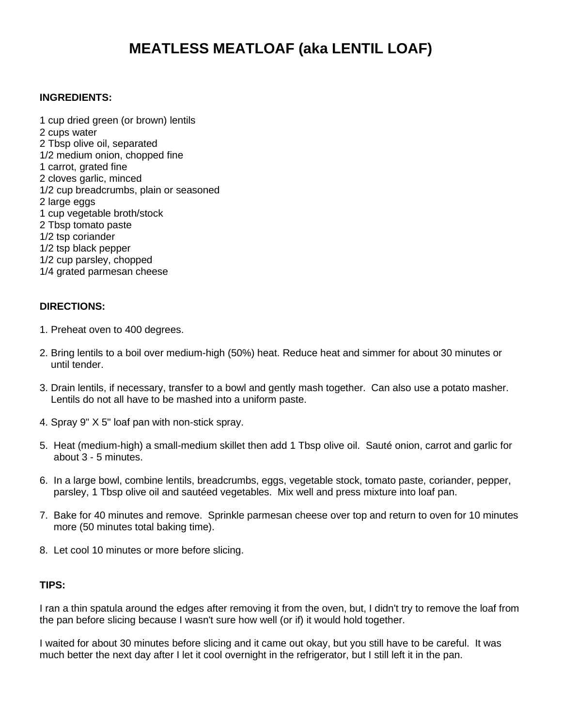# MEATLESS MEATLOAF (aka LENTIL LOAF)

**INGREDIENTS:**

1 cup dried green (or brown) lentils
2 cups water
2 Tbsp olive oil, separated
1/2 medium onion, chopped fine
1 carrot, grated fine
2 cloves garlic, minced
1/2 cup breadcrumbs, plain or seasoned
2 large eggs
1 cup vegetable broth/stock
2 Tbsp tomato paste
1/2 tsp coriander
1/2 tsp black pepper
1/2 cup parsley, chopped
1/4 grated parmesan cheese

**DIRECTIONS:**

1. Preheat oven to 400 degrees.

2. Bring lentils to a boil over medium-high (50%) heat. Reduce heat and simmer for about 30 minutes or until tender.

3. Drain lentils, if necessary, transfer to a bowl and gently mash together. Can also use a potato masher. Lentils do not all have to be mashed into a uniform paste.

4. Spray 9" X 5" loaf pan with non-stick spray.

5. Heat (medium-high) a small-medium skillet then add 1 Tbsp olive oil. Sauté onion, carrot and garlic for about 3 - 5 minutes.

6. In a large bowl, combine lentils, breadcrumbs, eggs, vegetable stock, tomato paste, coriander, pepper, parsley, 1 Tbsp olive oil and sautéed vegetables. Mix well and press mixture into loaf pan.

7. Bake for 40 minutes and remove. Sprinkle parmesan cheese over top and return to oven for 10 minutes more (50 minutes total baking time).

8. Let cool 10 minutes or more before slicing.

**TIPS:**

I ran a thin spatula around the edges after removing it from the oven, but, I didn't try to remove the loaf from the pan before slicing because I wasn't sure how well (or if) it would hold together.

I waited for about 30 minutes before slicing and it came out okay, but you still have to be careful. It was much better the next day after I let it cool overnight in the refrigerator, but I still left it in the pan.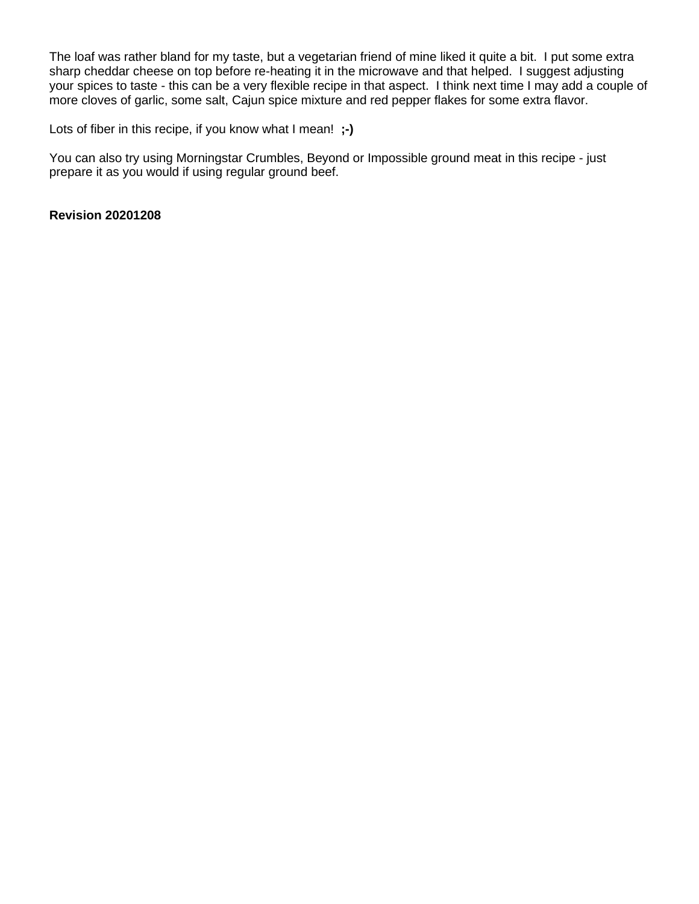The loaf was rather bland for my taste, but a vegetarian friend of mine liked it quite a bit. I put some extra sharp cheddar cheese on top before re-heating it in the microwave and that helped. I suggest adjusting your spices to taste - this can be a very flexible recipe in that aspect. I think next time I may add a couple of more cloves of garlic, some salt, Cajun spice mixture and red pepper flakes for some extra flavor.

Lots of fiber in this recipe, if you know what I mean! **;-)**

You can also try using Morningstar Crumbles, Beyond or Impossible ground meat in this recipe - just prepare it as you would if using regular ground beef.

**Revision 20201208**